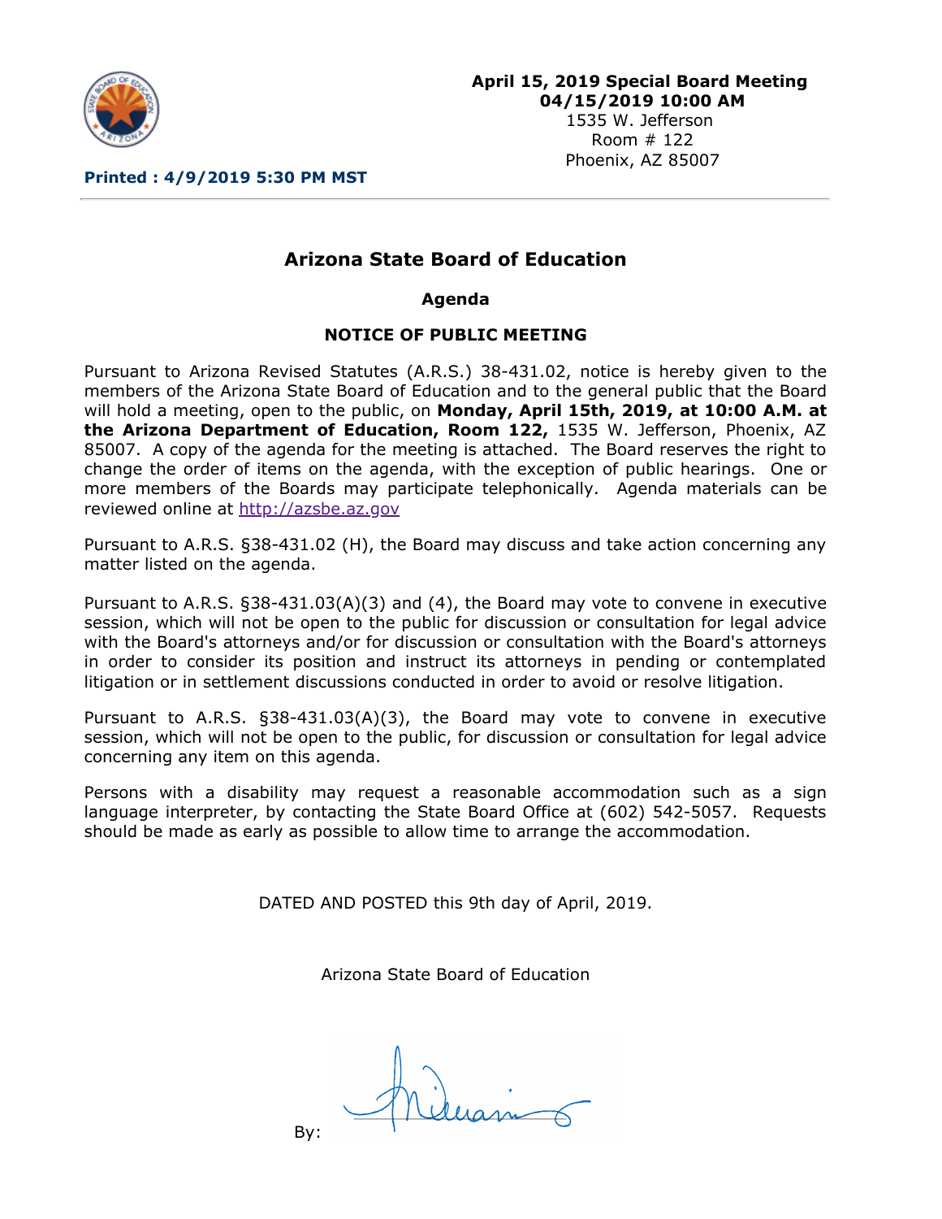**April 15, 2019 Special Board Meeting**
**04/15/2019 10:00 AM**
1535 W. Jefferson
Room # 122
Phoenix, AZ 85007

**Printed : 4/9/2019 5:30 PM MST**

# Arizona State Board of Education

## Agenda

### NOTICE OF PUBLIC MEETING

Pursuant to Arizona Revised Statutes (A.R.S.) 38-431.02, notice is hereby given to the members of the Arizona State Board of Education and to the general public that the Board will hold a meeting, open to the public, on **Monday, April 15th, 2019, at 10:00 A.M. at the Arizona Department of Education, Room 122,** 1535 W. Jefferson, Phoenix, AZ 85007. A copy of the agenda for the meeting is attached. The Board reserves the right to change the order of items on the agenda, with the exception of public hearings. One or more members of the Boards may participate telephonically. Agenda materials can be reviewed online at http://azsbe.az.gov

Pursuant to A.R.S. §38-431.02 (H), the Board may discuss and take action concerning any matter listed on the agenda.

Pursuant to A.R.S. §38-431.03(A)(3) and (4), the Board may vote to convene in executive session, which will not be open to the public for discussion or consultation for legal advice with the Board's attorneys and/or for discussion or consultation with the Board's attorneys in order to consider its position and instruct its attorneys in pending or contemplated litigation or in settlement discussions conducted in order to avoid or resolve litigation.

Pursuant to A.R.S. §38-431.03(A)(3), the Board may vote to convene in executive session, which will not be open to the public, for discussion or consultation for legal advice concerning any item on this agenda.

Persons with a disability may request a reasonable accommodation such as a sign language interpreter, by contacting the State Board Office at (602) 542-5057. Requests should be made as early as possible to allow time to arrange the accommodation.

DATED AND POSTED this 9th day of April, 2019.

Arizona State Board of Education

By: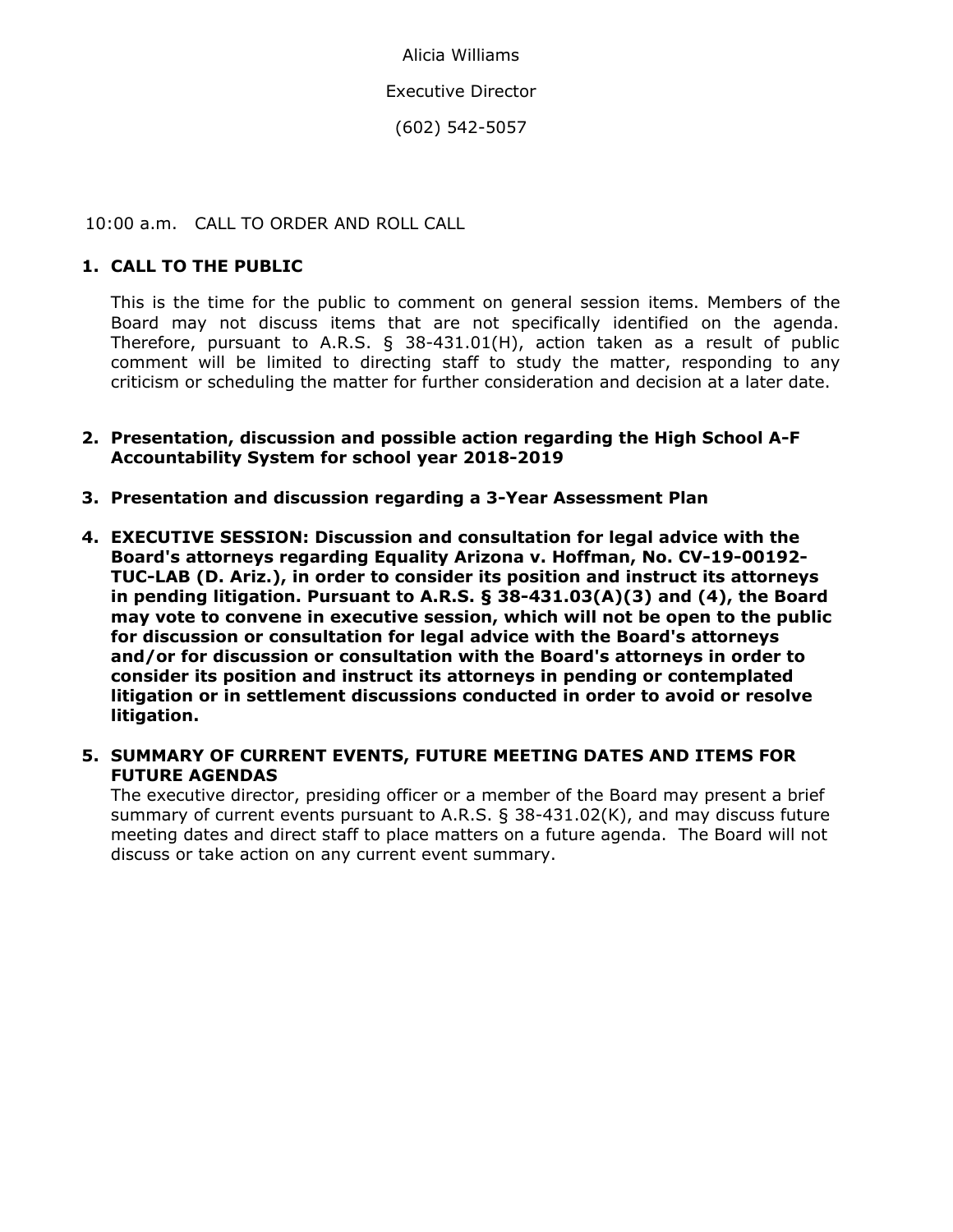Alicia Williams

Executive Director

(602) 542-5057

10:00 a.m. CALL TO ORDER AND ROLL CALL

1. **CALL TO THE PUBLIC**

   This is the time for the public to comment on general session items. Members of the Board may not discuss items that are not specifically identified on the agenda. Therefore, pursuant to A.R.S. § 38-431.01(H), action taken as a result of public comment will be limited to directing staff to study the matter, responding to any criticism or scheduling the matter for further consideration and decision at a later date.

2. **Presentation, discussion and possible action regarding the High School A-F Accountability System for school year 2018-2019**

3. **Presentation and discussion regarding a 3-Year Assessment Plan**

4. **EXECUTIVE SESSION: Discussion and consultation for legal advice with the Board's attorneys regarding Equality Arizona v. Hoffman, No. CV-19-00192-TUC-LAB (D. Ariz.), in order to consider its position and instruct its attorneys in pending litigation. Pursuant to A.R.S. § 38-431.03(A)(3) and (4), the Board may vote to convene in executive session, which will not be open to the public for discussion or consultation for legal advice with the Board's attorneys and/or for discussion or consultation with the Board's attorneys in order to consider its position and instruct its attorneys in pending or contemplated litigation or in settlement discussions conducted in order to avoid or resolve litigation.**

5. **SUMMARY OF CURRENT EVENTS, FUTURE MEETING DATES AND ITEMS FOR FUTURE AGENDAS**

   The executive director, presiding officer or a member of the Board may present a brief summary of current events pursuant to A.R.S. § 38-431.02(K), and may discuss future meeting dates and direct staff to place matters on a future agenda. The Board will not discuss or take action on any current event summary.